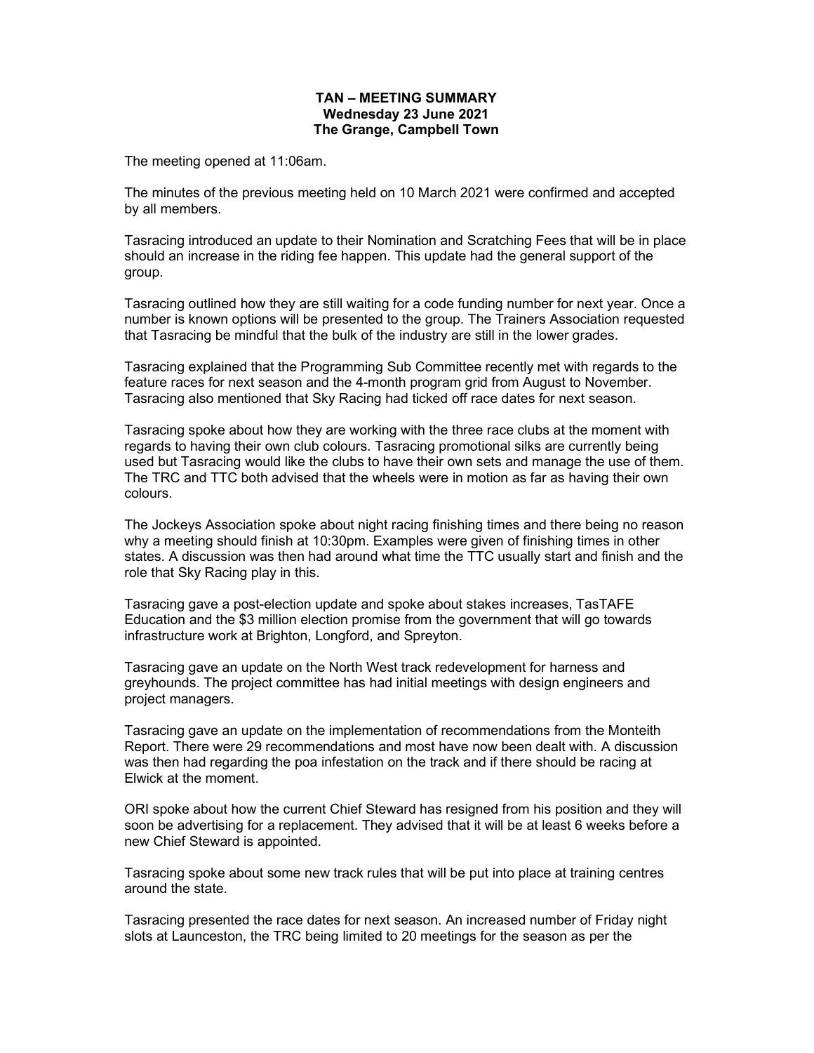**TAN – MEETING SUMMARY**
**Wednesday 23 June 2021**
**The Grange, Campbell Town**

The meeting opened at 11:06am.

The minutes of the previous meeting held on 10 March 2021 were confirmed and accepted by all members.

Tasracing introduced an update to their Nomination and Scratching Fees that will be in place should an increase in the riding fee happen. This update had the general support of the group.

Tasracing outlined how they are still waiting for a code funding number for next year. Once a number is known options will be presented to the group. The Trainers Association requested that Tasracing be mindful that the bulk of the industry are still in the lower grades.

Tasracing explained that the Programming Sub Committee recently met with regards to the feature races for next season and the 4-month program grid from August to November. Tasracing also mentioned that Sky Racing had ticked off race dates for next season.

Tasracing spoke about how they are working with the three race clubs at the moment with regards to having their own club colours. Tasracing promotional silks are currently being used but Tasracing would like the clubs to have their own sets and manage the use of them. The TRC and TTC both advised that the wheels were in motion as far as having their own colours.

The Jockeys Association spoke about night racing finishing times and there being no reason why a meeting should finish at 10:30pm. Examples were given of finishing times in other states. A discussion was then had around what time the TTC usually start and finish and the role that Sky Racing play in this.

Tasracing gave a post-election update and spoke about stakes increases, TasTAFE Education and the $3 million election promise from the government that will go towards infrastructure work at Brighton, Longford, and Spreyton.

Tasracing gave an update on the North West track redevelopment for harness and greyhounds. The project committee has had initial meetings with design engineers and project managers.

Tasracing gave an update on the implementation of recommendations from the Monteith Report. There were 29 recommendations and most have now been dealt with. A discussion was then had regarding the poa infestation on the track and if there should be racing at Elwick at the moment.

ORI spoke about how the current Chief Steward has resigned from his position and they will soon be advertising for a replacement. They advised that it will be at least 6 weeks before a new Chief Steward is appointed.

Tasracing spoke about some new track rules that will be put into place at training centres around the state.

Tasracing presented the race dates for next season. An increased number of Friday night slots at Launceston, the TRC being limited to 20 meetings for the season as per the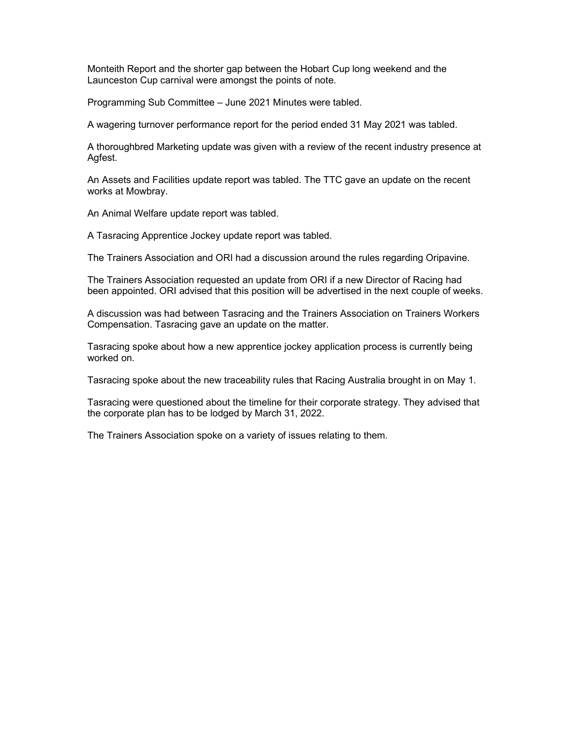Monteith Report and the shorter gap between the Hobart Cup long weekend and the Launceston Cup carnival were amongst the points of note.

Programming Sub Committee – June 2021 Minutes were tabled.

A wagering turnover performance report for the period ended 31 May 2021 was tabled.

A thoroughbred Marketing update was given with a review of the recent industry presence at Agfest.

An Assets and Facilities update report was tabled. The TTC gave an update on the recent works at Mowbray.

An Animal Welfare update report was tabled.

A Tasracing Apprentice Jockey update report was tabled.

The Trainers Association and ORI had a discussion around the rules regarding Oripavine.

The Trainers Association requested an update from ORI if a new Director of Racing had been appointed. ORI advised that this position will be advertised in the next couple of weeks.

A discussion was had between Tasracing and the Trainers Association on Trainers Workers Compensation. Tasracing gave an update on the matter.

Tasracing spoke about how a new apprentice jockey application process is currently being worked on.

Tasracing spoke about the new traceability rules that Racing Australia brought in on May 1.

Tasracing were questioned about the timeline for their corporate strategy. They advised that the corporate plan has to be lodged by March 31, 2022.

The Trainers Association spoke on a variety of issues relating to them.